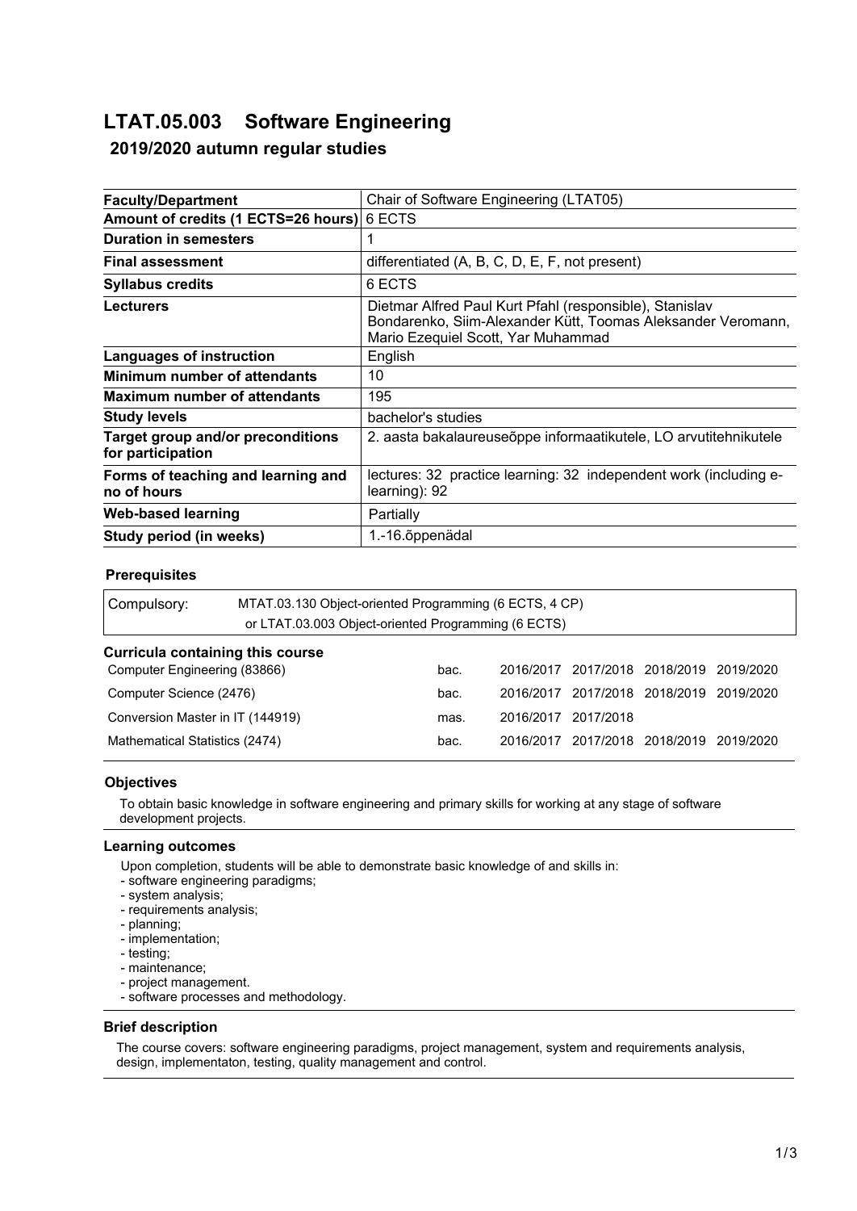# LTAT.05.003 Software Engineering

## 2019/2020 autumn regular studies

| | |
|---|---|
| **Faculty/Department** | Chair of Software Engineering (LTAT05) |
| **Amount of credits (1 ECTS=26 hours)** | 6 ECTS |
| **Duration in semesters** | 1 |
| **Final assessment** | differentiated (A, B, C, D, E, F, not present) |
| **Syllabus credits** | 6 ECTS |
| **Lecturers** | Dietmar Alfred Paul Kurt Pfahl (responsible), Stanislav Bondarenko, Siim-Alexander Kütt, Toomas Aleksander Veromann, Mario Ezequiel Scott, Yar Muhammad |
| **Languages of instruction** | English |
| **Minimum number of attendants** | 10 |
| **Maximum number of attendants** | 195 |
| **Study levels** | bachelor's studies |
| **Target group and/or preconditions for participation** | 2. aasta bakalaureuseõppe informaatikutele, LO arvutitehnikutele |
| **Forms of teaching and learning and no of hours** | lectures: 32 practice learning: 32 independent work (including e-learning): 92 |
| **Web-based learning** | Partially |
| **Study period (in weeks)** | 1.-16.õppenädal |

### Prerequisites

| | |
|---|---|
| Compulsory: | MTAT.03.130 Object-oriented Programming (6 ECTS, 4 CP) |
| | or LTAT.03.003 Object-oriented Programming (6 ECTS) |

### Curricula containing this course

| | | | | | |
|---|---|---|---|---|---|
| Computer Engineering (83866) | bac. | 2016/2017 | 2017/2018 | 2018/2019 | 2019/2020 |
| Computer Science (2476) | bac. | 2016/2017 | 2017/2018 | 2018/2019 | 2019/2020 |
| Conversion Master in IT (144919) | mas. | 2016/2017 | 2017/2018 | | |
| Mathematical Statistics (2474) | bac. | 2016/2017 | 2017/2018 | 2018/2019 | 2019/2020 |

### Objectives

To obtain basic knowledge in software engineering and primary skills for working at any stage of software development projects.

### Learning outcomes

Upon completion, students will be able to demonstrate basic knowledge of and skills in:
- software engineering paradigms;
- system analysis;
- requirements analysis;
- planning;
- implementation;
- testing;
- maintenance;
- project management.
- software processes and methodology.

### Brief description

The course covers: software engineering paradigms, project management, system and requirements analysis, design, implementaton, testing, quality management and control.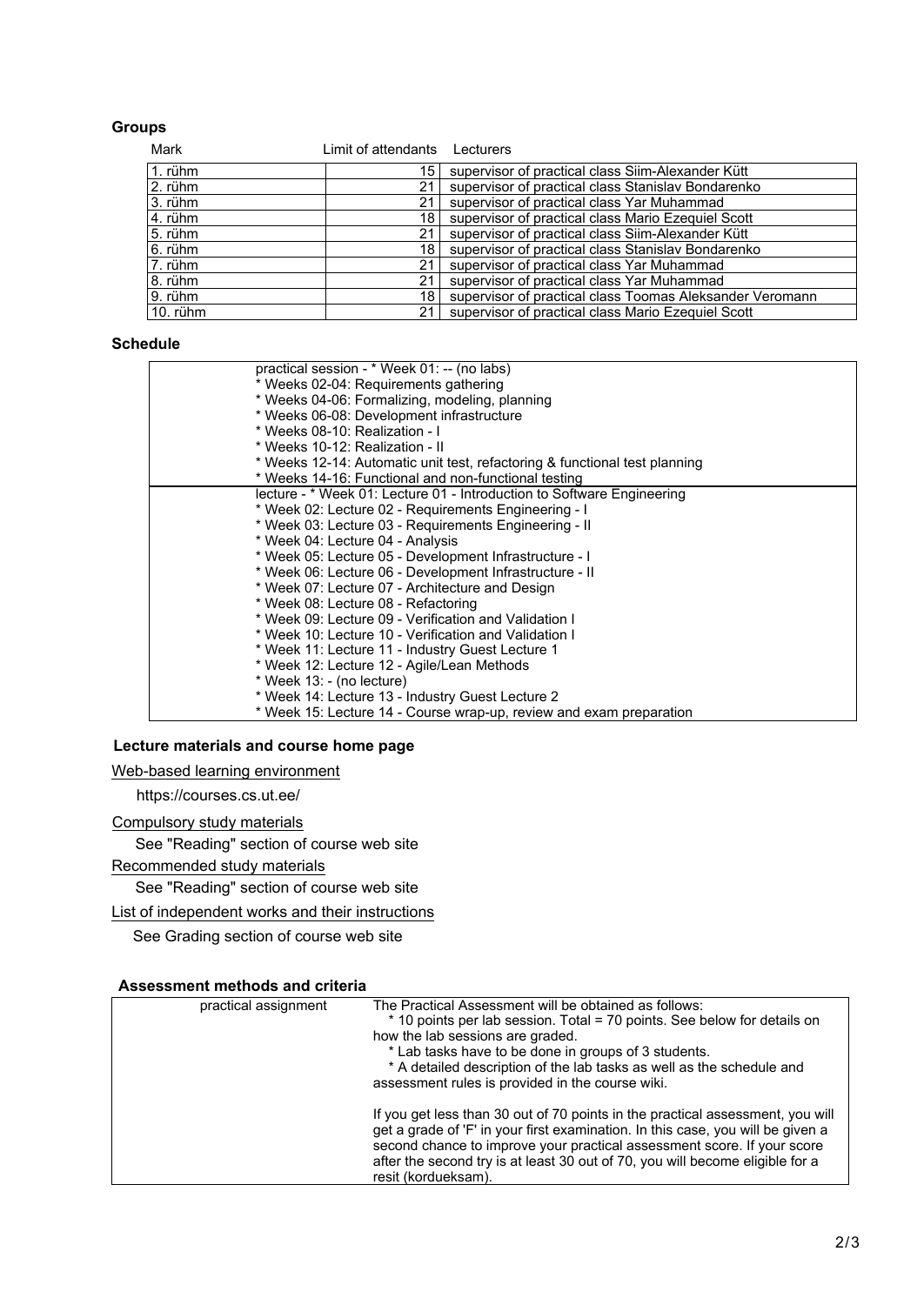## Groups

| Mark | Limit of attendants | Lecturers |
|---|---|---|
| 1. rühm | 15 | supervisor of practical class Siim-Alexander Kütt |
| 2. rühm | 21 | supervisor of practical class Stanislav Bondarenko |
| 3. rühm | 21 | supervisor of practical class Yar Muhammad |
| 4. rühm | 18 | supervisor of practical class Mario Ezequiel Scott |
| 5. rühm | 21 | supervisor of practical class Siim-Alexander Kütt |
| 6. rühm | 18 | supervisor of practical class Stanislav Bondarenko |
| 7. rühm | 21 | supervisor of practical class Yar Muhammad |
| 8. rühm | 21 | supervisor of practical class Yar Muhammad |
| 9. rühm | 18 | supervisor of practical class Toomas Aleksander Veromann |
| 10. rühm | 21 | supervisor of practical class Mario Ezequiel Scott |

## Schedule

| | |
|---|---|
| | practical session - * Week 01: -- (no labs)<br>* Weeks 02-04: Requirements gathering<br>* Weeks 04-06: Formalizing, modeling, planning<br>* Weeks 06-08: Development infrastructure<br>* Weeks 08-10: Realization - I<br>* Weeks 10-12: Realization - II<br>* Weeks 12-14: Automatic unit test, refactoring & functional test planning<br>* Weeks 14-16: Functional and non-functional testing |
| | lecture - * Week 01: Lecture 01 - Introduction to Software Engineering<br>* Week 02: Lecture 02 - Requirements Engineering - I<br>* Week 03: Lecture 03 - Requirements Engineering - II<br>* Week 04: Lecture 04 - Analysis<br>* Week 05: Lecture 05 - Development Infrastructure - I<br>* Week 06: Lecture 06 - Development Infrastructure - II<br>* Week 07: Lecture 07 - Architecture and Design<br>* Week 08: Lecture 08 - Refactoring<br>* Week 09: Lecture 09 - Verification and Validation I<br>* Week 10: Lecture 10 - Verification and Validation I<br>* Week 11: Lecture 11 - Industry Guest Lecture 1<br>* Week 12: Lecture 12 - Agile/Lean Methods<br>* Week 13: - (no lecture)<br>* Week 14: Lecture 13 - Industry Guest Lecture 2<br>* Week 15: Lecture 14 - Course wrap-up, review and exam preparation |

## Lecture materials and course home page

Web-based learning environment

https://courses.cs.ut.ee/

Compulsory study materials

See "Reading" section of course web site

Recommended study materials

See "Reading" section of course web site

List of independent works and their instructions

See Grading section of course web site

## Assessment methods and criteria

| | |
|---|---|
| practical assignment | The Practical Assessment will be obtained as follows:<br>* 10 points per lab session. Total = 70 points. See below for details on how the lab sessions are graded.<br>* Lab tasks have to be done in groups of 3 students.<br>* A detailed description of the lab tasks as well as the schedule and assessment rules is provided in the course wiki.<br><br>If you get less than 30 out of 70 points in the practical assessment, you will get a grade of 'F' in your first examination. In this case, you will be given a second chance to improve your practical assessment score. If your score after the second try is at least 30 out of 70, you will become eligible for a resit (kordueksam). |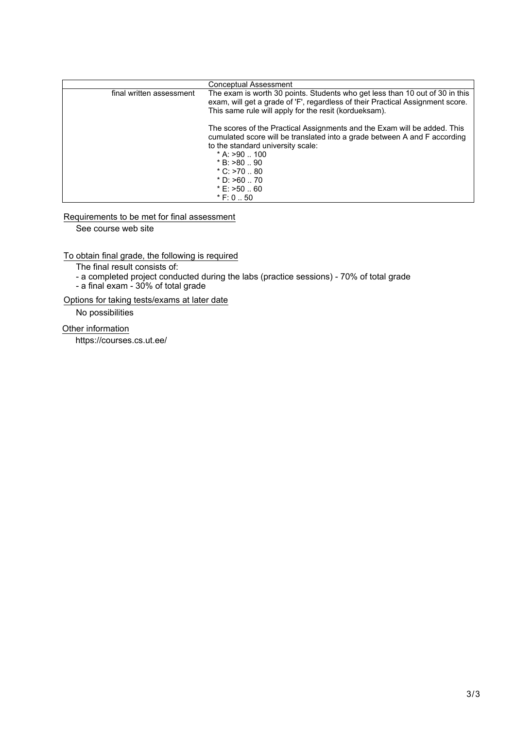| | Conceptual Assessment |
|---|---|
| final written assessment | The exam is worth 30 points. Students who get less than 10 out of 30 in this exam, will get a grade of 'F', regardless of their Practical Assignment score. This same rule will apply for the resit (kordueksam).<br><br>The scores of the Practical Assignments and the Exam will be added. This cumulated score will be translated into a grade between A and F according to the standard university scale:<br>* A: >90 .. 100<br>* B: >80 .. 90<br>* C: >70 .. 80<br>* D: >60 .. 70<br>* E: >50 .. 60<br>* F: 0 .. 50 |

Requirements to be met for final assessment

See course web site

To obtain final grade, the following is required

The final result consists of:
- a completed project conducted during the labs (practice sessions) - 70% of total grade
- a final exam - 30% of total grade

Options for taking tests/exams at later date

No possibilities

Other information

https://courses.cs.ut.ee/